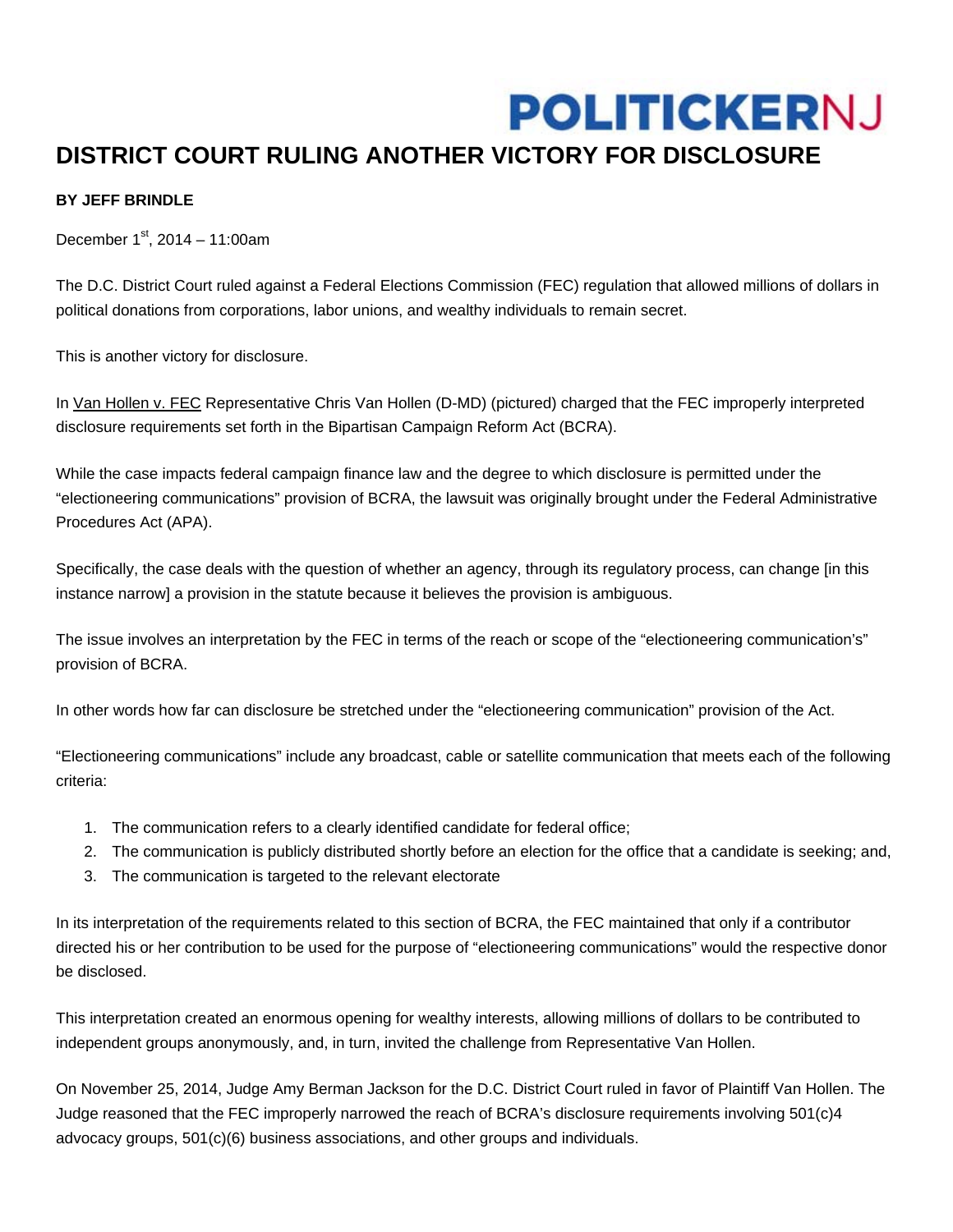POLITICKERNJ

# DISTRICT COURT RULING ANOTHER VICTORY FOR DISCLOSURE

**BY JEFF BRINDLE**

December 1st, 2014 – 11:00am

The D.C. District Court ruled against a Federal Elections Commission (FEC) regulation that allowed millions of dollars in political donations from corporations, labor unions, and wealthy individuals to remain secret.

This is another victory for disclosure.

In Van Hollen v. FEC Representative Chris Van Hollen (D-MD) (pictured) charged that the FEC improperly interpreted disclosure requirements set forth in the Bipartisan Campaign Reform Act (BCRA).

While the case impacts federal campaign finance law and the degree to which disclosure is permitted under the "electioneering communications" provision of BCRA, the lawsuit was originally brought under the Federal Administrative Procedures Act (APA).

Specifically, the case deals with the question of whether an agency, through its regulatory process, can change [in this instance narrow] a provision in the statute because it believes the provision is ambiguous.

The issue involves an interpretation by the FEC in terms of the reach or scope of the "electioneering communication's" provision of BCRA.

In other words how far can disclosure be stretched under the "electioneering communication" provision of the Act.

"Electioneering communications" include any broadcast, cable or satellite communication that meets each of the following criteria:

1. The communication refers to a clearly identified candidate for federal office;
2. The communication is publicly distributed shortly before an election for the office that a candidate is seeking; and,
3. The communication is targeted to the relevant electorate

In its interpretation of the requirements related to this section of BCRA, the FEC maintained that only if a contributor directed his or her contribution to be used for the purpose of "electioneering communications" would the respective donor be disclosed.

This interpretation created an enormous opening for wealthy interests, allowing millions of dollars to be contributed to independent groups anonymously, and, in turn, invited the challenge from Representative Van Hollen.

On November 25, 2014, Judge Amy Berman Jackson for the D.C. District Court ruled in favor of Plaintiff Van Hollen. The Judge reasoned that the FEC improperly narrowed the reach of BCRA's disclosure requirements involving 501(c)4 advocacy groups, 501(c)(6) business associations, and other groups and individuals.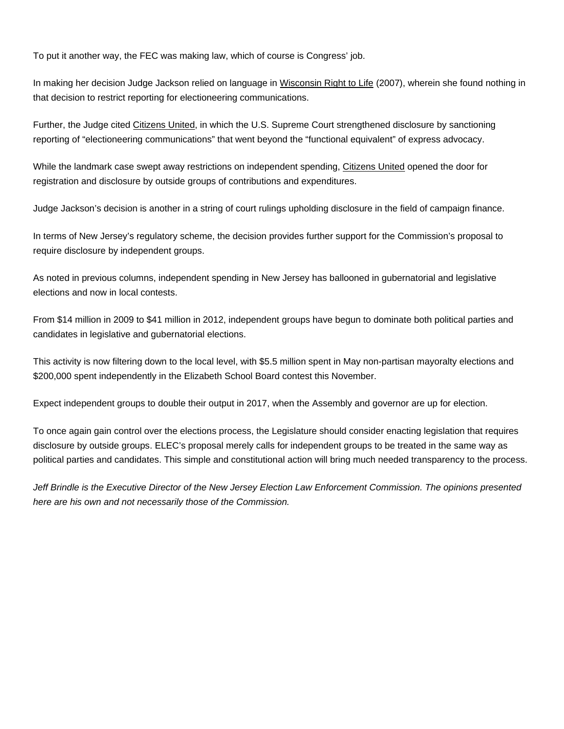To put it another way, the FEC was making law, which of course is Congress' job.

In making her decision Judge Jackson relied on language in Wisconsin Right to Life (2007), wherein she found nothing in that decision to restrict reporting for electioneering communications.

Further, the Judge cited Citizens United, in which the U.S. Supreme Court strengthened disclosure by sanctioning reporting of "electioneering communications" that went beyond the "functional equivalent" of express advocacy.

While the landmark case swept away restrictions on independent spending, Citizens United opened the door for registration and disclosure by outside groups of contributions and expenditures.

Judge Jackson's decision is another in a string of court rulings upholding disclosure in the field of campaign finance.

In terms of New Jersey's regulatory scheme, the decision provides further support for the Commission's proposal to require disclosure by independent groups.

As noted in previous columns, independent spending in New Jersey has ballooned in gubernatorial and legislative elections and now in local contests.

From $14 million in 2009 to $41 million in 2012, independent groups have begun to dominate both political parties and candidates in legislative and gubernatorial elections.

This activity is now filtering down to the local level, with $5.5 million spent in May non-partisan mayoralty elections and $200,000 spent independently in the Elizabeth School Board contest this November.

Expect independent groups to double their output in 2017, when the Assembly and governor are up for election.

To once again gain control over the elections process, the Legislature should consider enacting legislation that requires disclosure by outside groups. ELEC's proposal merely calls for independent groups to be treated in the same way as political parties and candidates. This simple and constitutional action will bring much needed transparency to the process.

*Jeff Brindle is the Executive Director of the New Jersey Election Law Enforcement Commission. The opinions presented here are his own and not necessarily those of the Commission.*